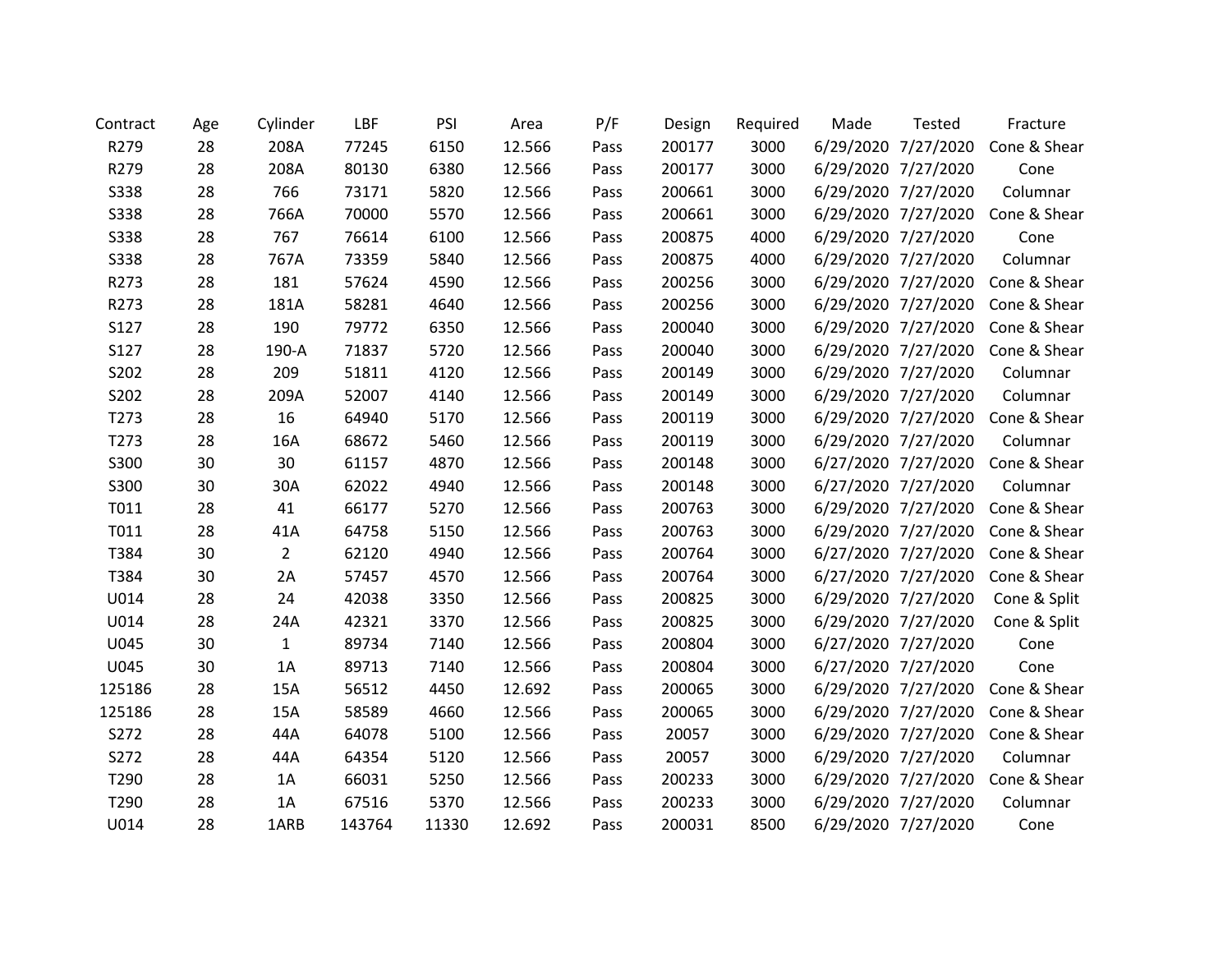| Contract | Age | Cylinder | LBF | PSI | Area | P/F | Design | Required | Made | Tested | Fracture |
|---|---|---|---|---|---|---|---|---|---|---|---|
| R279 | 28 | 208A | 77245 | 6150 | 12.566 | Pass | 200177 | 3000 | 6/29/2020 | 7/27/2020 | Cone & Shear |
| R279 | 28 | 208A | 80130 | 6380 | 12.566 | Pass | 200177 | 3000 | 6/29/2020 | 7/27/2020 | Cone |
| S338 | 28 | 766 | 73171 | 5820 | 12.566 | Pass | 200661 | 3000 | 6/29/2020 | 7/27/2020 | Columnar |
| S338 | 28 | 766A | 70000 | 5570 | 12.566 | Pass | 200661 | 3000 | 6/29/2020 | 7/27/2020 | Cone & Shear |
| S338 | 28 | 767 | 76614 | 6100 | 12.566 | Pass | 200875 | 4000 | 6/29/2020 | 7/27/2020 | Cone |
| S338 | 28 | 767A | 73359 | 5840 | 12.566 | Pass | 200875 | 4000 | 6/29/2020 | 7/27/2020 | Columnar |
| R273 | 28 | 181 | 57624 | 4590 | 12.566 | Pass | 200256 | 3000 | 6/29/2020 | 7/27/2020 | Cone & Shear |
| R273 | 28 | 181A | 58281 | 4640 | 12.566 | Pass | 200256 | 3000 | 6/29/2020 | 7/27/2020 | Cone & Shear |
| S127 | 28 | 190 | 79772 | 6350 | 12.566 | Pass | 200040 | 3000 | 6/29/2020 | 7/27/2020 | Cone & Shear |
| S127 | 28 | 190-A | 71837 | 5720 | 12.566 | Pass | 200040 | 3000 | 6/29/2020 | 7/27/2020 | Cone & Shear |
| S202 | 28 | 209 | 51811 | 4120 | 12.566 | Pass | 200149 | 3000 | 6/29/2020 | 7/27/2020 | Columnar |
| S202 | 28 | 209A | 52007 | 4140 | 12.566 | Pass | 200149 | 3000 | 6/29/2020 | 7/27/2020 | Columnar |
| T273 | 28 | 16 | 64940 | 5170 | 12.566 | Pass | 200119 | 3000 | 6/29/2020 | 7/27/2020 | Cone & Shear |
| T273 | 28 | 16A | 68672 | 5460 | 12.566 | Pass | 200119 | 3000 | 6/29/2020 | 7/27/2020 | Columnar |
| S300 | 30 | 30 | 61157 | 4870 | 12.566 | Pass | 200148 | 3000 | 6/27/2020 | 7/27/2020 | Cone & Shear |
| S300 | 30 | 30A | 62022 | 4940 | 12.566 | Pass | 200148 | 3000 | 6/27/2020 | 7/27/2020 | Columnar |
| T011 | 28 | 41 | 66177 | 5270 | 12.566 | Pass | 200763 | 3000 | 6/29/2020 | 7/27/2020 | Cone & Shear |
| T011 | 28 | 41A | 64758 | 5150 | 12.566 | Pass | 200763 | 3000 | 6/29/2020 | 7/27/2020 | Cone & Shear |
| T384 | 30 | 2 | 62120 | 4940 | 12.566 | Pass | 200764 | 3000 | 6/27/2020 | 7/27/2020 | Cone & Shear |
| T384 | 30 | 2A | 57457 | 4570 | 12.566 | Pass | 200764 | 3000 | 6/27/2020 | 7/27/2020 | Cone & Shear |
| U014 | 28 | 24 | 42038 | 3350 | 12.566 | Pass | 200825 | 3000 | 6/29/2020 | 7/27/2020 | Cone & Split |
| U014 | 28 | 24A | 42321 | 3370 | 12.566 | Pass | 200825 | 3000 | 6/29/2020 | 7/27/2020 | Cone & Split |
| U045 | 30 | 1 | 89734 | 7140 | 12.566 | Pass | 200804 | 3000 | 6/27/2020 | 7/27/2020 | Cone |
| U045 | 30 | 1A | 89713 | 7140 | 12.566 | Pass | 200804 | 3000 | 6/27/2020 | 7/27/2020 | Cone |
| 125186 | 28 | 15A | 56512 | 4450 | 12.692 | Pass | 200065 | 3000 | 6/29/2020 | 7/27/2020 | Cone & Shear |
| 125186 | 28 | 15A | 58589 | 4660 | 12.566 | Pass | 200065 | 3000 | 6/29/2020 | 7/27/2020 | Cone & Shear |
| S272 | 28 | 44A | 64078 | 5100 | 12.566 | Pass | 20057 | 3000 | 6/29/2020 | 7/27/2020 | Cone & Shear |
| S272 | 28 | 44A | 64354 | 5120 | 12.566 | Pass | 20057 | 3000 | 6/29/2020 | 7/27/2020 | Columnar |
| T290 | 28 | 1A | 66031 | 5250 | 12.566 | Pass | 200233 | 3000 | 6/29/2020 | 7/27/2020 | Cone & Shear |
| T290 | 28 | 1A | 67516 | 5370 | 12.566 | Pass | 200233 | 3000 | 6/29/2020 | 7/27/2020 | Columnar |
| U014 | 28 | 1ARB | 143764 | 11330 | 12.692 | Pass | 200031 | 8500 | 6/29/2020 | 7/27/2020 | Cone |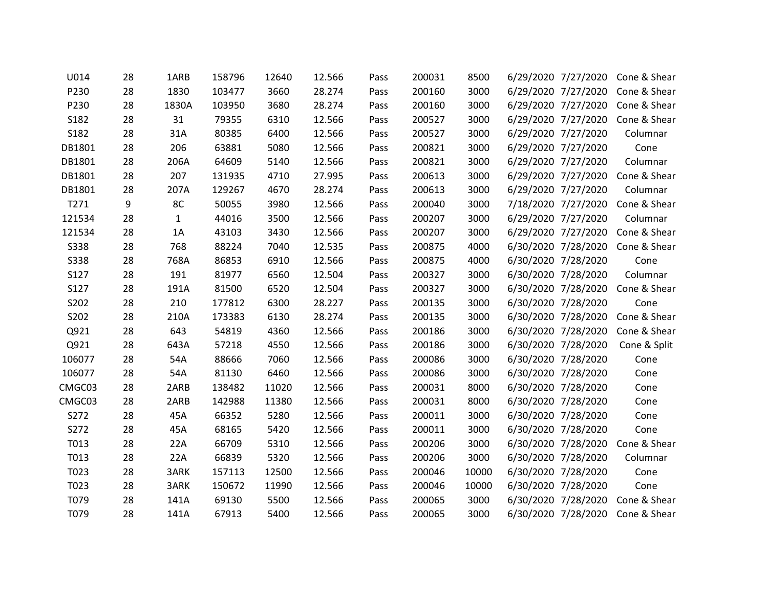| | | | | | | | | | | | |
|---|---|---|---|---|---|---|---|---|---|---|---|
| U014 | 28 | 1ARB | 158796 | 12640 | 12.566 | Pass | 200031 | 8500 | 6/29/2020 | 7/27/2020 | Cone & Shear |
| P230 | 28 | 1830 | 103477 | 3660 | 28.274 | Pass | 200160 | 3000 | 6/29/2020 | 7/27/2020 | Cone & Shear |
| P230 | 28 | 1830A | 103950 | 3680 | 28.274 | Pass | 200160 | 3000 | 6/29/2020 | 7/27/2020 | Cone & Shear |
| S182 | 28 | 31 | 79355 | 6310 | 12.566 | Pass | 200527 | 3000 | 6/29/2020 | 7/27/2020 | Cone & Shear |
| S182 | 28 | 31A | 80385 | 6400 | 12.566 | Pass | 200527 | 3000 | 6/29/2020 | 7/27/2020 | Columnar |
| DB1801 | 28 | 206 | 63881 | 5080 | 12.566 | Pass | 200821 | 3000 | 6/29/2020 | 7/27/2020 | Cone |
| DB1801 | 28 | 206A | 64609 | 5140 | 12.566 | Pass | 200821 | 3000 | 6/29/2020 | 7/27/2020 | Columnar |
| DB1801 | 28 | 207 | 131935 | 4710 | 27.995 | Pass | 200613 | 3000 | 6/29/2020 | 7/27/2020 | Cone & Shear |
| DB1801 | 28 | 207A | 129267 | 4670 | 28.274 | Pass | 200613 | 3000 | 6/29/2020 | 7/27/2020 | Columnar |
| T271 | 9 | 8C | 50055 | 3980 | 12.566 | Pass | 200040 | 3000 | 7/18/2020 | 7/27/2020 | Cone & Shear |
| 121534 | 28 | 1 | 44016 | 3500 | 12.566 | Pass | 200207 | 3000 | 6/29/2020 | 7/27/2020 | Columnar |
| 121534 | 28 | 1A | 43103 | 3430 | 12.566 | Pass | 200207 | 3000 | 6/29/2020 | 7/27/2020 | Cone & Shear |
| S338 | 28 | 768 | 88224 | 7040 | 12.535 | Pass | 200875 | 4000 | 6/30/2020 | 7/28/2020 | Cone & Shear |
| S338 | 28 | 768A | 86853 | 6910 | 12.566 | Pass | 200875 | 4000 | 6/30/2020 | 7/28/2020 | Cone |
| S127 | 28 | 191 | 81977 | 6560 | 12.504 | Pass | 200327 | 3000 | 6/30/2020 | 7/28/2020 | Columnar |
| S127 | 28 | 191A | 81500 | 6520 | 12.504 | Pass | 200327 | 3000 | 6/30/2020 | 7/28/2020 | Cone & Shear |
| S202 | 28 | 210 | 177812 | 6300 | 28.227 | Pass | 200135 | 3000 | 6/30/2020 | 7/28/2020 | Cone |
| S202 | 28 | 210A | 173383 | 6130 | 28.274 | Pass | 200135 | 3000 | 6/30/2020 | 7/28/2020 | Cone & Shear |
| Q921 | 28 | 643 | 54819 | 4360 | 12.566 | Pass | 200186 | 3000 | 6/30/2020 | 7/28/2020 | Cone & Shear |
| Q921 | 28 | 643A | 57218 | 4550 | 12.566 | Pass | 200186 | 3000 | 6/30/2020 | 7/28/2020 | Cone & Split |
| 106077 | 28 | 54A | 88666 | 7060 | 12.566 | Pass | 200086 | 3000 | 6/30/2020 | 7/28/2020 | Cone |
| 106077 | 28 | 54A | 81130 | 6460 | 12.566 | Pass | 200086 | 3000 | 6/30/2020 | 7/28/2020 | Cone |
| CMGC03 | 28 | 2ARB | 138482 | 11020 | 12.566 | Pass | 200031 | 8000 | 6/30/2020 | 7/28/2020 | Cone |
| CMGC03 | 28 | 2ARB | 142988 | 11380 | 12.566 | Pass | 200031 | 8000 | 6/30/2020 | 7/28/2020 | Cone |
| S272 | 28 | 45A | 66352 | 5280 | 12.566 | Pass | 200011 | 3000 | 6/30/2020 | 7/28/2020 | Cone |
| S272 | 28 | 45A | 68165 | 5420 | 12.566 | Pass | 200011 | 3000 | 6/30/2020 | 7/28/2020 | Cone |
| T013 | 28 | 22A | 66709 | 5310 | 12.566 | Pass | 200206 | 3000 | 6/30/2020 | 7/28/2020 | Cone & Shear |
| T013 | 28 | 22A | 66839 | 5320 | 12.566 | Pass | 200206 | 3000 | 6/30/2020 | 7/28/2020 | Columnar |
| T023 | 28 | 3ARK | 157113 | 12500 | 12.566 | Pass | 200046 | 10000 | 6/30/2020 | 7/28/2020 | Cone |
| T023 | 28 | 3ARK | 150672 | 11990 | 12.566 | Pass | 200046 | 10000 | 6/30/2020 | 7/28/2020 | Cone |
| T079 | 28 | 141A | 69130 | 5500 | 12.566 | Pass | 200065 | 3000 | 6/30/2020 | 7/28/2020 | Cone & Shear |
| T079 | 28 | 141A | 67913 | 5400 | 12.566 | Pass | 200065 | 3000 | 6/30/2020 | 7/28/2020 | Cone & Shear |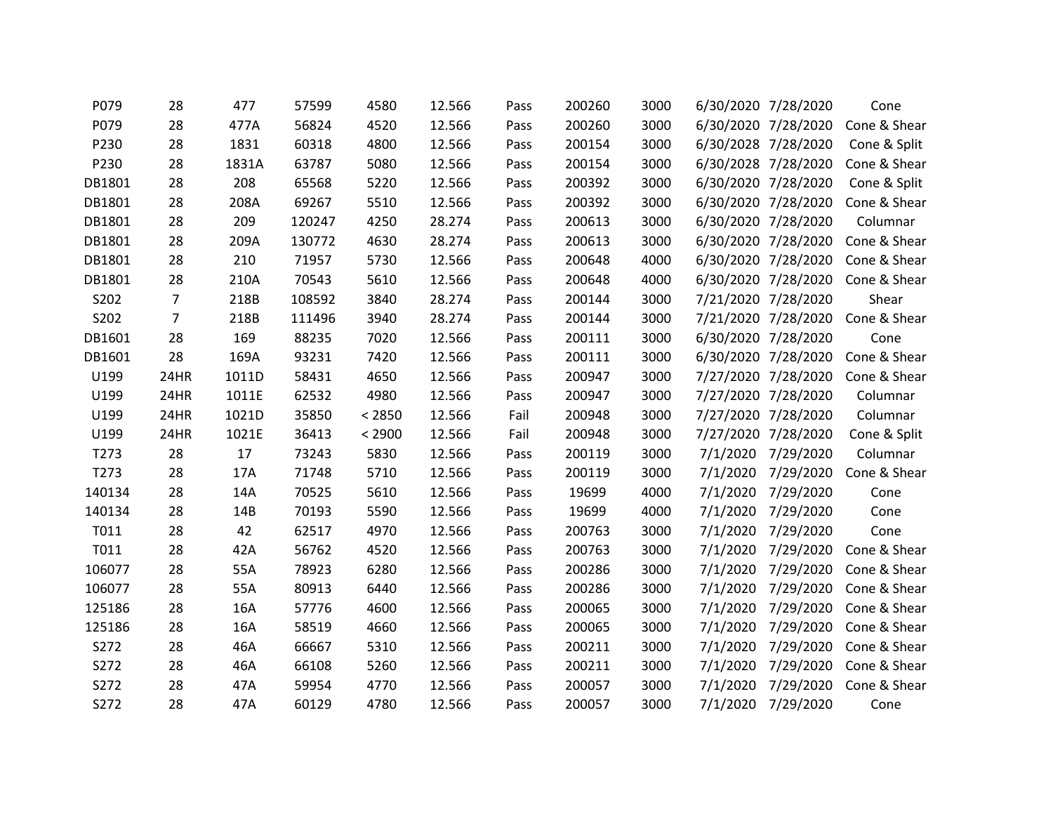| | | | | | | | | | | | |
|---|---|---|---|---|---|---|---|---|---|---|---|
| P079 | 28 | 477 | 57599 | 4580 | 12.566 | Pass | 200260 | 3000 | 6/30/2020 | 7/28/2020 | Cone |
| P079 | 28 | 477A | 56824 | 4520 | 12.566 | Pass | 200260 | 3000 | 6/30/2020 | 7/28/2020 | Cone & Shear |
| P230 | 28 | 1831 | 60318 | 4800 | 12.566 | Pass | 200154 | 3000 | 6/30/2028 | 7/28/2020 | Cone & Split |
| P230 | 28 | 1831A | 63787 | 5080 | 12.566 | Pass | 200154 | 3000 | 6/30/2028 | 7/28/2020 | Cone & Shear |
| DB1801 | 28 | 208 | 65568 | 5220 | 12.566 | Pass | 200392 | 3000 | 6/30/2020 | 7/28/2020 | Cone & Split |
| DB1801 | 28 | 208A | 69267 | 5510 | 12.566 | Pass | 200392 | 3000 | 6/30/2020 | 7/28/2020 | Cone & Shear |
| DB1801 | 28 | 209 | 120247 | 4250 | 28.274 | Pass | 200613 | 3000 | 6/30/2020 | 7/28/2020 | Columnar |
| DB1801 | 28 | 209A | 130772 | 4630 | 28.274 | Pass | 200613 | 3000 | 6/30/2020 | 7/28/2020 | Cone & Shear |
| DB1801 | 28 | 210 | 71957 | 5730 | 12.566 | Pass | 200648 | 4000 | 6/30/2020 | 7/28/2020 | Cone & Shear |
| DB1801 | 28 | 210A | 70543 | 5610 | 12.566 | Pass | 200648 | 4000 | 6/30/2020 | 7/28/2020 | Cone & Shear |
| S202 | 7 | 218B | 108592 | 3840 | 28.274 | Pass | 200144 | 3000 | 7/21/2020 | 7/28/2020 | Shear |
| S202 | 7 | 218B | 111496 | 3940 | 28.274 | Pass | 200144 | 3000 | 7/21/2020 | 7/28/2020 | Cone & Shear |
| DB1601 | 28 | 169 | 88235 | 7020 | 12.566 | Pass | 200111 | 3000 | 6/30/2020 | 7/28/2020 | Cone |
| DB1601 | 28 | 169A | 93231 | 7420 | 12.566 | Pass | 200111 | 3000 | 6/30/2020 | 7/28/2020 | Cone & Shear |
| U199 | 24HR | 1011D | 58431 | 4650 | 12.566 | Pass | 200947 | 3000 | 7/27/2020 | 7/28/2020 | Cone & Shear |
| U199 | 24HR | 1011E | 62532 | 4980 | 12.566 | Pass | 200947 | 3000 | 7/27/2020 | 7/28/2020 | Columnar |
| U199 | 24HR | 1021D | 35850 | < 2850 | 12.566 | Fail | 200948 | 3000 | 7/27/2020 | 7/28/2020 | Columnar |
| U199 | 24HR | 1021E | 36413 | < 2900 | 12.566 | Fail | 200948 | 3000 | 7/27/2020 | 7/28/2020 | Cone & Split |
| T273 | 28 | 17 | 73243 | 5830 | 12.566 | Pass | 200119 | 3000 | 7/1/2020 | 7/29/2020 | Columnar |
| T273 | 28 | 17A | 71748 | 5710 | 12.566 | Pass | 200119 | 3000 | 7/1/2020 | 7/29/2020 | Cone & Shear |
| 140134 | 28 | 14A | 70525 | 5610 | 12.566 | Pass | 19699 | 4000 | 7/1/2020 | 7/29/2020 | Cone |
| 140134 | 28 | 14B | 70193 | 5590 | 12.566 | Pass | 19699 | 4000 | 7/1/2020 | 7/29/2020 | Cone |
| T011 | 28 | 42 | 62517 | 4970 | 12.566 | Pass | 200763 | 3000 | 7/1/2020 | 7/29/2020 | Cone |
| T011 | 28 | 42A | 56762 | 4520 | 12.566 | Pass | 200763 | 3000 | 7/1/2020 | 7/29/2020 | Cone & Shear |
| 106077 | 28 | 55A | 78923 | 6280 | 12.566 | Pass | 200286 | 3000 | 7/1/2020 | 7/29/2020 | Cone & Shear |
| 106077 | 28 | 55A | 80913 | 6440 | 12.566 | Pass | 200286 | 3000 | 7/1/2020 | 7/29/2020 | Cone & Shear |
| 125186 | 28 | 16A | 57776 | 4600 | 12.566 | Pass | 200065 | 3000 | 7/1/2020 | 7/29/2020 | Cone & Shear |
| 125186 | 28 | 16A | 58519 | 4660 | 12.566 | Pass | 200065 | 3000 | 7/1/2020 | 7/29/2020 | Cone & Shear |
| S272 | 28 | 46A | 66667 | 5310 | 12.566 | Pass | 200211 | 3000 | 7/1/2020 | 7/29/2020 | Cone & Shear |
| S272 | 28 | 46A | 66108 | 5260 | 12.566 | Pass | 200211 | 3000 | 7/1/2020 | 7/29/2020 | Cone & Shear |
| S272 | 28 | 47A | 59954 | 4770 | 12.566 | Pass | 200057 | 3000 | 7/1/2020 | 7/29/2020 | Cone & Shear |
| S272 | 28 | 47A | 60129 | 4780 | 12.566 | Pass | 200057 | 3000 | 7/1/2020 | 7/29/2020 | Cone |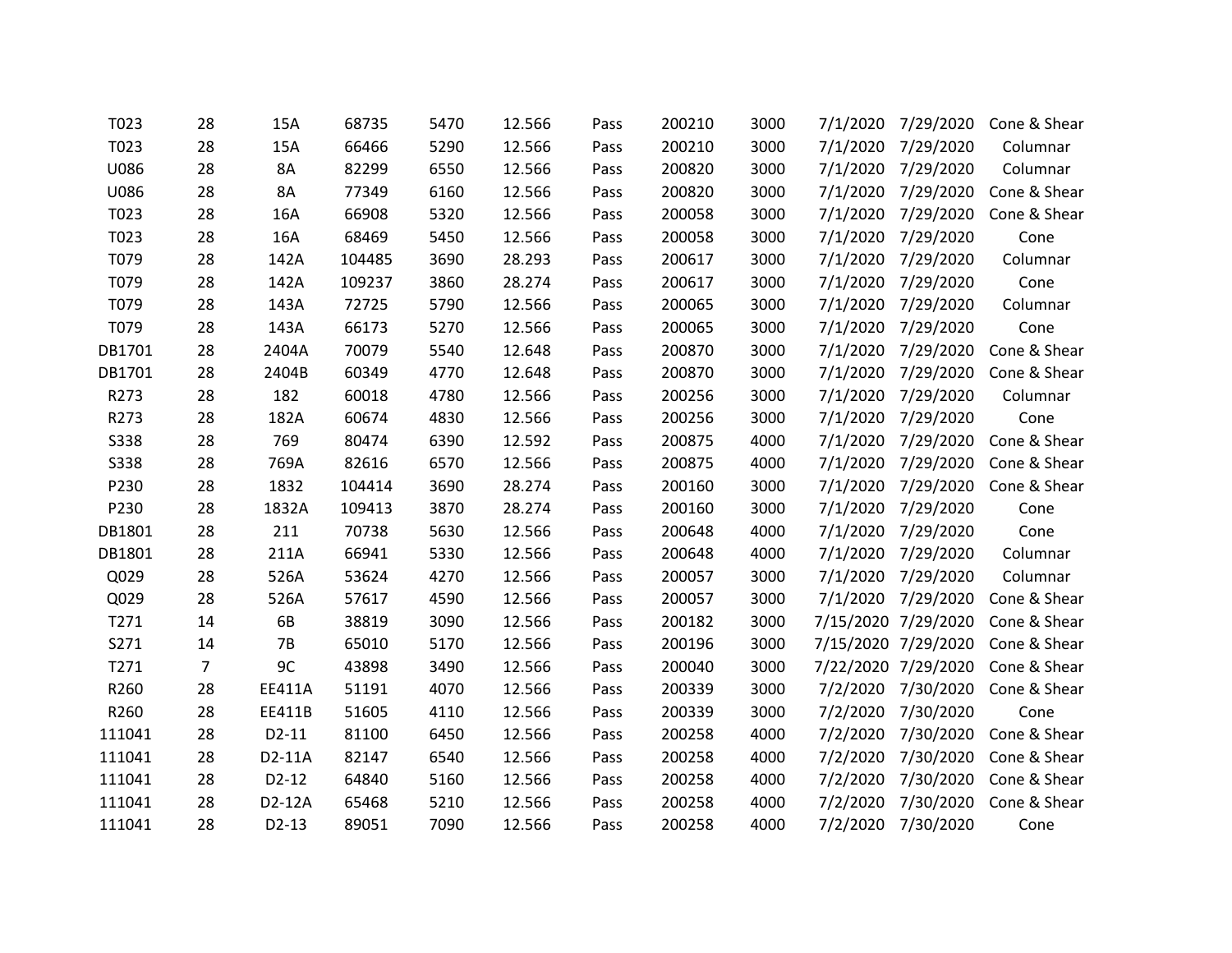| | | | | | | | | | | | |
|---|---|---|---|---|---|---|---|---|---|---|---|
| T023 | 28 | 15A | 68735 | 5470 | 12.566 | Pass | 200210 | 3000 | 7/1/2020 | 7/29/2020 | Cone & Shear |
| T023 | 28 | 15A | 66466 | 5290 | 12.566 | Pass | 200210 | 3000 | 7/1/2020 | 7/29/2020 | Columnar |
| U086 | 28 | 8A | 82299 | 6550 | 12.566 | Pass | 200820 | 3000 | 7/1/2020 | 7/29/2020 | Columnar |
| U086 | 28 | 8A | 77349 | 6160 | 12.566 | Pass | 200820 | 3000 | 7/1/2020 | 7/29/2020 | Cone & Shear |
| T023 | 28 | 16A | 66908 | 5320 | 12.566 | Pass | 200058 | 3000 | 7/1/2020 | 7/29/2020 | Cone & Shear |
| T023 | 28 | 16A | 68469 | 5450 | 12.566 | Pass | 200058 | 3000 | 7/1/2020 | 7/29/2020 | Cone |
| T079 | 28 | 142A | 104485 | 3690 | 28.293 | Pass | 200617 | 3000 | 7/1/2020 | 7/29/2020 | Columnar |
| T079 | 28 | 142A | 109237 | 3860 | 28.274 | Pass | 200617 | 3000 | 7/1/2020 | 7/29/2020 | Cone |
| T079 | 28 | 143A | 72725 | 5790 | 12.566 | Pass | 200065 | 3000 | 7/1/2020 | 7/29/2020 | Columnar |
| T079 | 28 | 143A | 66173 | 5270 | 12.566 | Pass | 200065 | 3000 | 7/1/2020 | 7/29/2020 | Cone |
| DB1701 | 28 | 2404A | 70079 | 5540 | 12.648 | Pass | 200870 | 3000 | 7/1/2020 | 7/29/2020 | Cone & Shear |
| DB1701 | 28 | 2404B | 60349 | 4770 | 12.648 | Pass | 200870 | 3000 | 7/1/2020 | 7/29/2020 | Cone & Shear |
| R273 | 28 | 182 | 60018 | 4780 | 12.566 | Pass | 200256 | 3000 | 7/1/2020 | 7/29/2020 | Columnar |
| R273 | 28 | 182A | 60674 | 4830 | 12.566 | Pass | 200256 | 3000 | 7/1/2020 | 7/29/2020 | Cone |
| S338 | 28 | 769 | 80474 | 6390 | 12.592 | Pass | 200875 | 4000 | 7/1/2020 | 7/29/2020 | Cone & Shear |
| S338 | 28 | 769A | 82616 | 6570 | 12.566 | Pass | 200875 | 4000 | 7/1/2020 | 7/29/2020 | Cone & Shear |
| P230 | 28 | 1832 | 104414 | 3690 | 28.274 | Pass | 200160 | 3000 | 7/1/2020 | 7/29/2020 | Cone & Shear |
| P230 | 28 | 1832A | 109413 | 3870 | 28.274 | Pass | 200160 | 3000 | 7/1/2020 | 7/29/2020 | Cone |
| DB1801 | 28 | 211 | 70738 | 5630 | 12.566 | Pass | 200648 | 4000 | 7/1/2020 | 7/29/2020 | Cone |
| DB1801 | 28 | 211A | 66941 | 5330 | 12.566 | Pass | 200648 | 4000 | 7/1/2020 | 7/29/2020 | Columnar |
| Q029 | 28 | 526A | 53624 | 4270 | 12.566 | Pass | 200057 | 3000 | 7/1/2020 | 7/29/2020 | Columnar |
| Q029 | 28 | 526A | 57617 | 4590 | 12.566 | Pass | 200057 | 3000 | 7/1/2020 | 7/29/2020 | Cone & Shear |
| T271 | 14 | 6B | 38819 | 3090 | 12.566 | Pass | 200182 | 3000 | 7/15/2020 | 7/29/2020 | Cone & Shear |
| S271 | 14 | 7B | 65010 | 5170 | 12.566 | Pass | 200196 | 3000 | 7/15/2020 | 7/29/2020 | Cone & Shear |
| T271 | 7 | 9C | 43898 | 3490 | 12.566 | Pass | 200040 | 3000 | 7/22/2020 | 7/29/2020 | Cone & Shear |
| R260 | 28 | EE411A | 51191 | 4070 | 12.566 | Pass | 200339 | 3000 | 7/2/2020 | 7/30/2020 | Cone & Shear |
| R260 | 28 | EE411B | 51605 | 4110 | 12.566 | Pass | 200339 | 3000 | 7/2/2020 | 7/30/2020 | Cone |
| 111041 | 28 | D2-11 | 81100 | 6450 | 12.566 | Pass | 200258 | 4000 | 7/2/2020 | 7/30/2020 | Cone & Shear |
| 111041 | 28 | D2-11A | 82147 | 6540 | 12.566 | Pass | 200258 | 4000 | 7/2/2020 | 7/30/2020 | Cone & Shear |
| 111041 | 28 | D2-12 | 64840 | 5160 | 12.566 | Pass | 200258 | 4000 | 7/2/2020 | 7/30/2020 | Cone & Shear |
| 111041 | 28 | D2-12A | 65468 | 5210 | 12.566 | Pass | 200258 | 4000 | 7/2/2020 | 7/30/2020 | Cone & Shear |
| 111041 | 28 | D2-13 | 89051 | 7090 | 12.566 | Pass | 200258 | 4000 | 7/2/2020 | 7/30/2020 | Cone |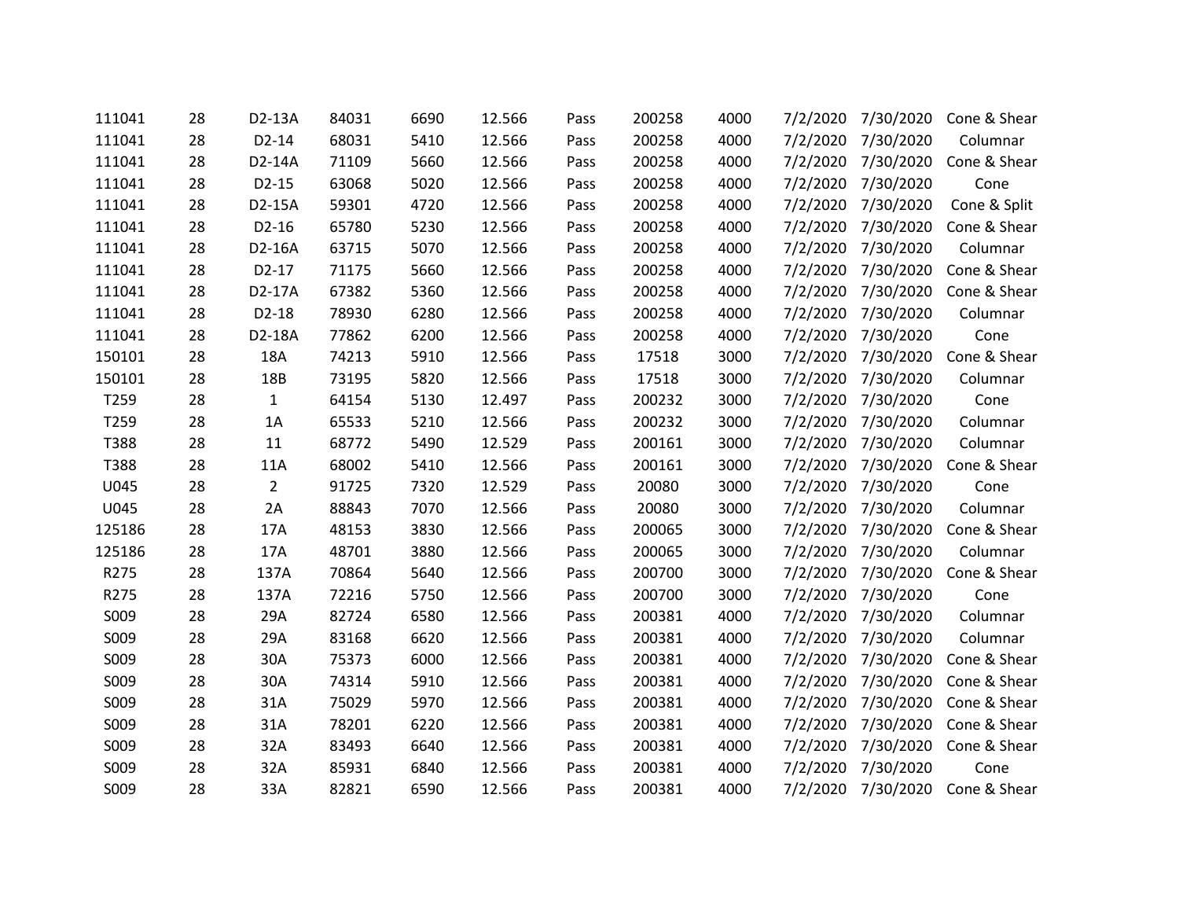| | | | | | | | | | | | |
|---|---|---|---|---|---|---|---|---|---|---|---|
| 111041 | 28 | D2-13A | 84031 | 6690 | 12.566 | Pass | 200258 | 4000 | 7/2/2020 | 7/30/2020 | Cone & Shear |
| 111041 | 28 | D2-14 | 68031 | 5410 | 12.566 | Pass | 200258 | 4000 | 7/2/2020 | 7/30/2020 | Columnar |
| 111041 | 28 | D2-14A | 71109 | 5660 | 12.566 | Pass | 200258 | 4000 | 7/2/2020 | 7/30/2020 | Cone & Shear |
| 111041 | 28 | D2-15 | 63068 | 5020 | 12.566 | Pass | 200258 | 4000 | 7/2/2020 | 7/30/2020 | Cone |
| 111041 | 28 | D2-15A | 59301 | 4720 | 12.566 | Pass | 200258 | 4000 | 7/2/2020 | 7/30/2020 | Cone & Split |
| 111041 | 28 | D2-16 | 65780 | 5230 | 12.566 | Pass | 200258 | 4000 | 7/2/2020 | 7/30/2020 | Cone & Shear |
| 111041 | 28 | D2-16A | 63715 | 5070 | 12.566 | Pass | 200258 | 4000 | 7/2/2020 | 7/30/2020 | Columnar |
| 111041 | 28 | D2-17 | 71175 | 5660 | 12.566 | Pass | 200258 | 4000 | 7/2/2020 | 7/30/2020 | Cone & Shear |
| 111041 | 28 | D2-17A | 67382 | 5360 | 12.566 | Pass | 200258 | 4000 | 7/2/2020 | 7/30/2020 | Cone & Shear |
| 111041 | 28 | D2-18 | 78930 | 6280 | 12.566 | Pass | 200258 | 4000 | 7/2/2020 | 7/30/2020 | Columnar |
| 111041 | 28 | D2-18A | 77862 | 6200 | 12.566 | Pass | 200258 | 4000 | 7/2/2020 | 7/30/2020 | Cone |
| 150101 | 28 | 18A | 74213 | 5910 | 12.566 | Pass | 17518 | 3000 | 7/2/2020 | 7/30/2020 | Cone & Shear |
| 150101 | 28 | 18B | 73195 | 5820 | 12.566 | Pass | 17518 | 3000 | 7/2/2020 | 7/30/2020 | Columnar |
| T259 | 28 | 1 | 64154 | 5130 | 12.497 | Pass | 200232 | 3000 | 7/2/2020 | 7/30/2020 | Cone |
| T259 | 28 | 1A | 65533 | 5210 | 12.566 | Pass | 200232 | 3000 | 7/2/2020 | 7/30/2020 | Columnar |
| T388 | 28 | 11 | 68772 | 5490 | 12.529 | Pass | 200161 | 3000 | 7/2/2020 | 7/30/2020 | Columnar |
| T388 | 28 | 11A | 68002 | 5410 | 12.566 | Pass | 200161 | 3000 | 7/2/2020 | 7/30/2020 | Cone & Shear |
| U045 | 28 | 2 | 91725 | 7320 | 12.529 | Pass | 20080 | 3000 | 7/2/2020 | 7/30/2020 | Cone |
| U045 | 28 | 2A | 88843 | 7070 | 12.566 | Pass | 20080 | 3000 | 7/2/2020 | 7/30/2020 | Columnar |
| 125186 | 28 | 17A | 48153 | 3830 | 12.566 | Pass | 200065 | 3000 | 7/2/2020 | 7/30/2020 | Cone & Shear |
| 125186 | 28 | 17A | 48701 | 3880 | 12.566 | Pass | 200065 | 3000 | 7/2/2020 | 7/30/2020 | Columnar |
| R275 | 28 | 137A | 70864 | 5640 | 12.566 | Pass | 200700 | 3000 | 7/2/2020 | 7/30/2020 | Cone & Shear |
| R275 | 28 | 137A | 72216 | 5750 | 12.566 | Pass | 200700 | 3000 | 7/2/2020 | 7/30/2020 | Cone |
| S009 | 28 | 29A | 82724 | 6580 | 12.566 | Pass | 200381 | 4000 | 7/2/2020 | 7/30/2020 | Columnar |
| S009 | 28 | 29A | 83168 | 6620 | 12.566 | Pass | 200381 | 4000 | 7/2/2020 | 7/30/2020 | Columnar |
| S009 | 28 | 30A | 75373 | 6000 | 12.566 | Pass | 200381 | 4000 | 7/2/2020 | 7/30/2020 | Cone & Shear |
| S009 | 28 | 30A | 74314 | 5910 | 12.566 | Pass | 200381 | 4000 | 7/2/2020 | 7/30/2020 | Cone & Shear |
| S009 | 28 | 31A | 75029 | 5970 | 12.566 | Pass | 200381 | 4000 | 7/2/2020 | 7/30/2020 | Cone & Shear |
| S009 | 28 | 31A | 78201 | 6220 | 12.566 | Pass | 200381 | 4000 | 7/2/2020 | 7/30/2020 | Cone & Shear |
| S009 | 28 | 32A | 83493 | 6640 | 12.566 | Pass | 200381 | 4000 | 7/2/2020 | 7/30/2020 | Cone & Shear |
| S009 | 28 | 32A | 85931 | 6840 | 12.566 | Pass | 200381 | 4000 | 7/2/2020 | 7/30/2020 | Cone |
| S009 | 28 | 33A | 82821 | 6590 | 12.566 | Pass | 200381 | 4000 | 7/2/2020 | 7/30/2020 | Cone & Shear |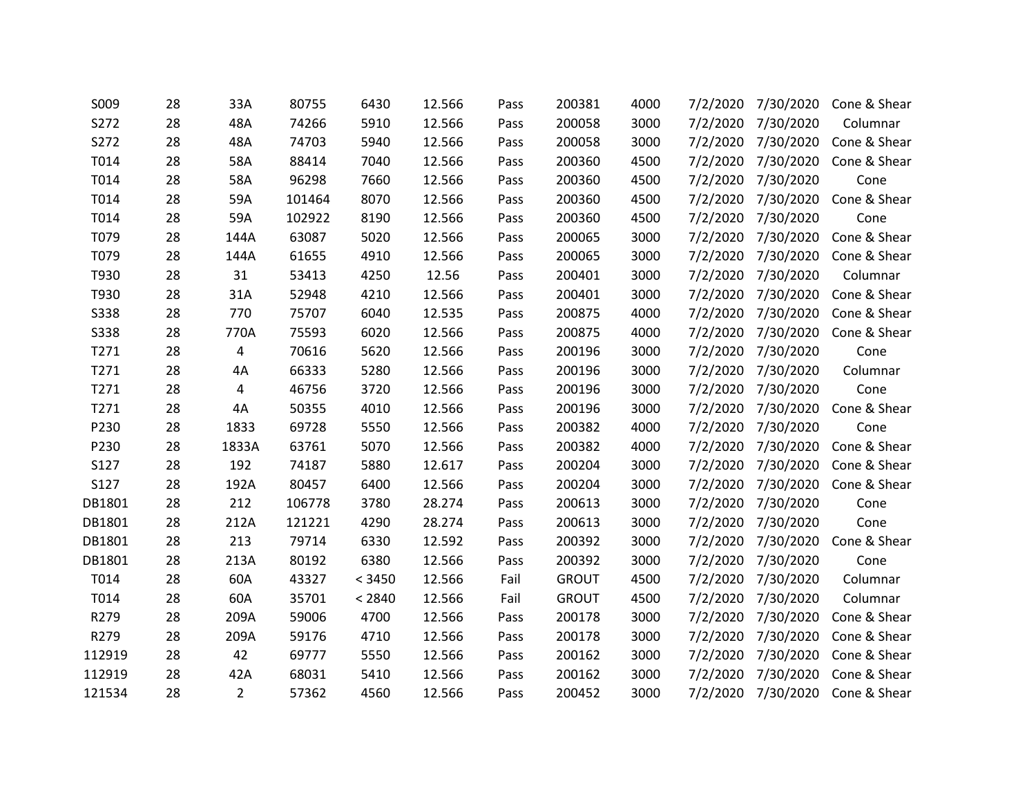| | | | | | | | | | | | |
|---|---|---|---|---|---|---|---|---|---|---|---|
| S009 | 28 | 33A | 80755 | 6430 | 12.566 | Pass | 200381 | 4000 | 7/2/2020 | 7/30/2020 | Cone & Shear |
| S272 | 28 | 48A | 74266 | 5910 | 12.566 | Pass | 200058 | 3000 | 7/2/2020 | 7/30/2020 | Columnar |
| S272 | 28 | 48A | 74703 | 5940 | 12.566 | Pass | 200058 | 3000 | 7/2/2020 | 7/30/2020 | Cone & Shear |
| T014 | 28 | 58A | 88414 | 7040 | 12.566 | Pass | 200360 | 4500 | 7/2/2020 | 7/30/2020 | Cone & Shear |
| T014 | 28 | 58A | 96298 | 7660 | 12.566 | Pass | 200360 | 4500 | 7/2/2020 | 7/30/2020 | Cone |
| T014 | 28 | 59A | 101464 | 8070 | 12.566 | Pass | 200360 | 4500 | 7/2/2020 | 7/30/2020 | Cone & Shear |
| T014 | 28 | 59A | 102922 | 8190 | 12.566 | Pass | 200360 | 4500 | 7/2/2020 | 7/30/2020 | Cone |
| T079 | 28 | 144A | 63087 | 5020 | 12.566 | Pass | 200065 | 3000 | 7/2/2020 | 7/30/2020 | Cone & Shear |
| T079 | 28 | 144A | 61655 | 4910 | 12.566 | Pass | 200065 | 3000 | 7/2/2020 | 7/30/2020 | Cone & Shear |
| T930 | 28 | 31 | 53413 | 4250 | 12.56 | Pass | 200401 | 3000 | 7/2/2020 | 7/30/2020 | Columnar |
| T930 | 28 | 31A | 52948 | 4210 | 12.566 | Pass | 200401 | 3000 | 7/2/2020 | 7/30/2020 | Cone & Shear |
| S338 | 28 | 770 | 75707 | 6040 | 12.535 | Pass | 200875 | 4000 | 7/2/2020 | 7/30/2020 | Cone & Shear |
| S338 | 28 | 770A | 75593 | 6020 | 12.566 | Pass | 200875 | 4000 | 7/2/2020 | 7/30/2020 | Cone & Shear |
| T271 | 28 | 4 | 70616 | 5620 | 12.566 | Pass | 200196 | 3000 | 7/2/2020 | 7/30/2020 | Cone |
| T271 | 28 | 4A | 66333 | 5280 | 12.566 | Pass | 200196 | 3000 | 7/2/2020 | 7/30/2020 | Columnar |
| T271 | 28 | 4 | 46756 | 3720 | 12.566 | Pass | 200196 | 3000 | 7/2/2020 | 7/30/2020 | Cone |
| T271 | 28 | 4A | 50355 | 4010 | 12.566 | Pass | 200196 | 3000 | 7/2/2020 | 7/30/2020 | Cone & Shear |
| P230 | 28 | 1833 | 69728 | 5550 | 12.566 | Pass | 200382 | 4000 | 7/2/2020 | 7/30/2020 | Cone |
| P230 | 28 | 1833A | 63761 | 5070 | 12.566 | Pass | 200382 | 4000 | 7/2/2020 | 7/30/2020 | Cone & Shear |
| S127 | 28 | 192 | 74187 | 5880 | 12.617 | Pass | 200204 | 3000 | 7/2/2020 | 7/30/2020 | Cone & Shear |
| S127 | 28 | 192A | 80457 | 6400 | 12.566 | Pass | 200204 | 3000 | 7/2/2020 | 7/30/2020 | Cone & Shear |
| DB1801 | 28 | 212 | 106778 | 3780 | 28.274 | Pass | 200613 | 3000 | 7/2/2020 | 7/30/2020 | Cone |
| DB1801 | 28 | 212A | 121221 | 4290 | 28.274 | Pass | 200613 | 3000 | 7/2/2020 | 7/30/2020 | Cone |
| DB1801 | 28 | 213 | 79714 | 6330 | 12.592 | Pass | 200392 | 3000 | 7/2/2020 | 7/30/2020 | Cone & Shear |
| DB1801 | 28 | 213A | 80192 | 6380 | 12.566 | Pass | 200392 | 3000 | 7/2/2020 | 7/30/2020 | Cone |
| T014 | 28 | 60A | 43327 | < 3450 | 12.566 | Fail | GROUT | 4500 | 7/2/2020 | 7/30/2020 | Columnar |
| T014 | 28 | 60A | 35701 | < 2840 | 12.566 | Fail | GROUT | 4500 | 7/2/2020 | 7/30/2020 | Columnar |
| R279 | 28 | 209A | 59006 | 4700 | 12.566 | Pass | 200178 | 3000 | 7/2/2020 | 7/30/2020 | Cone & Shear |
| R279 | 28 | 209A | 59176 | 4710 | 12.566 | Pass | 200178 | 3000 | 7/2/2020 | 7/30/2020 | Cone & Shear |
| 112919 | 28 | 42 | 69777 | 5550 | 12.566 | Pass | 200162 | 3000 | 7/2/2020 | 7/30/2020 | Cone & Shear |
| 112919 | 28 | 42A | 68031 | 5410 | 12.566 | Pass | 200162 | 3000 | 7/2/2020 | 7/30/2020 | Cone & Shear |
| 121534 | 28 | 2 | 57362 | 4560 | 12.566 | Pass | 200452 | 3000 | 7/2/2020 | 7/30/2020 | Cone & Shear |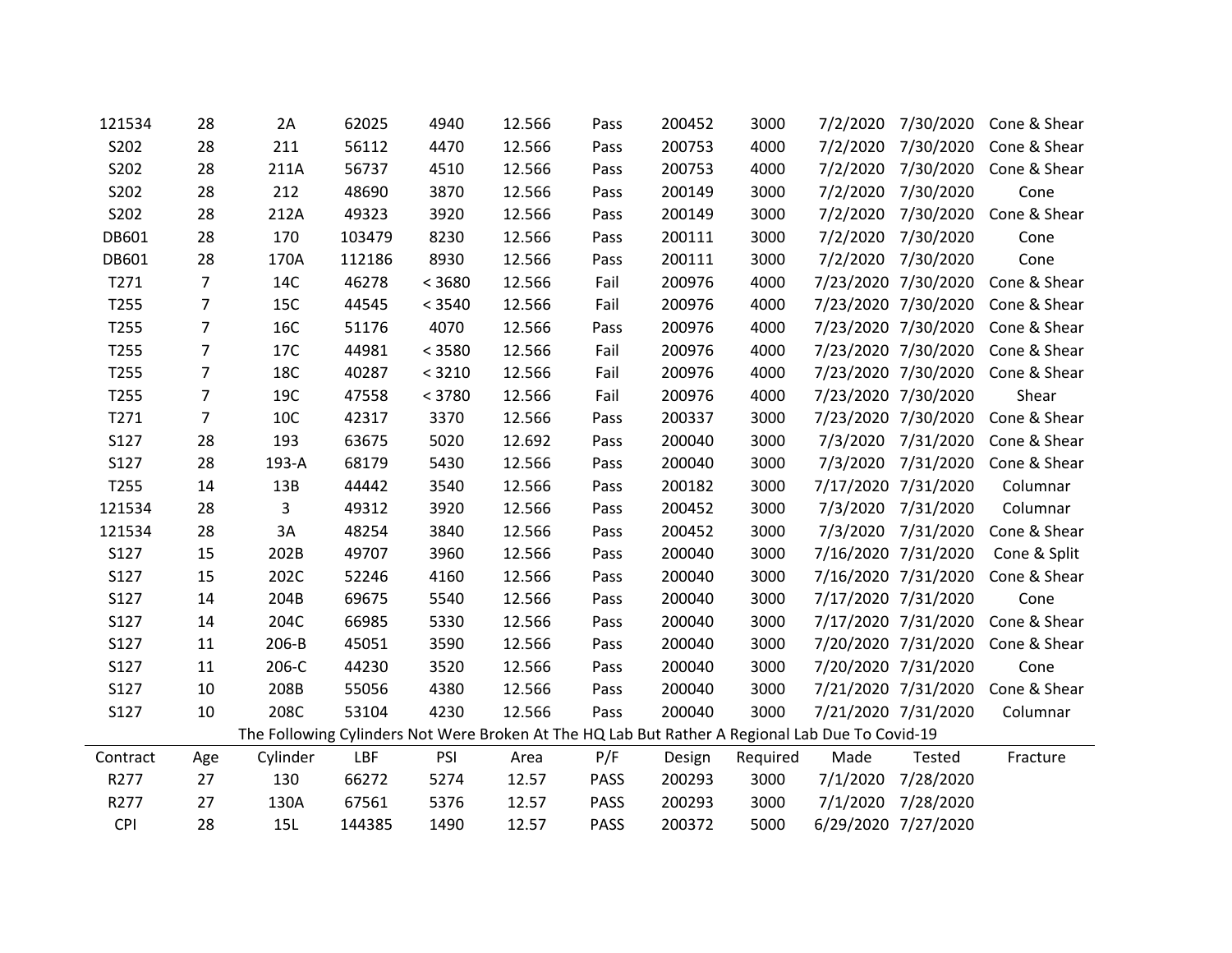| | | | | | | | | | | | |
|---|---|---|---|---|---|---|---|---|---|---|---|
| 121534 | 28 | 2A | 62025 | 4940 | 12.566 | Pass | 200452 | 3000 | 7/2/2020 | 7/30/2020 | Cone & Shear |
| S202 | 28 | 211 | 56112 | 4470 | 12.566 | Pass | 200753 | 4000 | 7/2/2020 | 7/30/2020 | Cone & Shear |
| S202 | 28 | 211A | 56737 | 4510 | 12.566 | Pass | 200753 | 4000 | 7/2/2020 | 7/30/2020 | Cone & Shear |
| S202 | 28 | 212 | 48690 | 3870 | 12.566 | Pass | 200149 | 3000 | 7/2/2020 | 7/30/2020 | Cone |
| S202 | 28 | 212A | 49323 | 3920 | 12.566 | Pass | 200149 | 3000 | 7/2/2020 | 7/30/2020 | Cone & Shear |
| DB601 | 28 | 170 | 103479 | 8230 | 12.566 | Pass | 200111 | 3000 | 7/2/2020 | 7/30/2020 | Cone |
| DB601 | 28 | 170A | 112186 | 8930 | 12.566 | Pass | 200111 | 3000 | 7/2/2020 | 7/30/2020 | Cone |
| T271 | 7 | 14C | 46278 | < 3680 | 12.566 | Fail | 200976 | 4000 | 7/23/2020 | 7/30/2020 | Cone & Shear |
| T255 | 7 | 15C | 44545 | < 3540 | 12.566 | Fail | 200976 | 4000 | 7/23/2020 | 7/30/2020 | Cone & Shear |
| T255 | 7 | 16C | 51176 | 4070 | 12.566 | Pass | 200976 | 4000 | 7/23/2020 | 7/30/2020 | Cone & Shear |
| T255 | 7 | 17C | 44981 | < 3580 | 12.566 | Fail | 200976 | 4000 | 7/23/2020 | 7/30/2020 | Cone & Shear |
| T255 | 7 | 18C | 40287 | < 3210 | 12.566 | Fail | 200976 | 4000 | 7/23/2020 | 7/30/2020 | Cone & Shear |
| T255 | 7 | 19C | 47558 | < 3780 | 12.566 | Fail | 200976 | 4000 | 7/23/2020 | 7/30/2020 | Shear |
| T271 | 7 | 10C | 42317 | 3370 | 12.566 | Pass | 200337 | 3000 | 7/23/2020 | 7/30/2020 | Cone & Shear |
| S127 | 28 | 193 | 63675 | 5020 | 12.692 | Pass | 200040 | 3000 | 7/3/2020 | 7/31/2020 | Cone & Shear |
| S127 | 28 | 193-A | 68179 | 5430 | 12.566 | Pass | 200040 | 3000 | 7/3/2020 | 7/31/2020 | Cone & Shear |
| T255 | 14 | 13B | 44442 | 3540 | 12.566 | Pass | 200182 | 3000 | 7/17/2020 | 7/31/2020 | Columnar |
| 121534 | 28 | 3 | 49312 | 3920 | 12.566 | Pass | 200452 | 3000 | 7/3/2020 | 7/31/2020 | Columnar |
| 121534 | 28 | 3A | 48254 | 3840 | 12.566 | Pass | 200452 | 3000 | 7/3/2020 | 7/31/2020 | Cone & Shear |
| S127 | 15 | 202B | 49707 | 3960 | 12.566 | Pass | 200040 | 3000 | 7/16/2020 | 7/31/2020 | Cone & Split |
| S127 | 15 | 202C | 52246 | 4160 | 12.566 | Pass | 200040 | 3000 | 7/16/2020 | 7/31/2020 | Cone & Shear |
| S127 | 14 | 204B | 69675 | 5540 | 12.566 | Pass | 200040 | 3000 | 7/17/2020 | 7/31/2020 | Cone |
| S127 | 14 | 204C | 66985 | 5330 | 12.566 | Pass | 200040 | 3000 | 7/17/2020 | 7/31/2020 | Cone & Shear |
| S127 | 11 | 206-B | 45051 | 3590 | 12.566 | Pass | 200040 | 3000 | 7/20/2020 | 7/31/2020 | Cone & Shear |
| S127 | 11 | 206-C | 44230 | 3520 | 12.566 | Pass | 200040 | 3000 | 7/20/2020 | 7/31/2020 | Cone |
| S127 | 10 | 208B | 55056 | 4380 | 12.566 | Pass | 200040 | 3000 | 7/21/2020 | 7/31/2020 | Cone & Shear |
| S127 | 10 | 208C | 53104 | 4230 | 12.566 | Pass | 200040 | 3000 | 7/21/2020 | 7/31/2020 | Columnar |

The Following Cylinders Not Were Broken At The HQ Lab But Rather A Regional Lab Due To Covid-19

| Contract | Age | Cylinder | LBF | PSI | Area | P/F | Design | Required | Made | Tested | Fracture |
|---|---|---|---|---|---|---|---|---|---|---|---|
| R277 | 27 | 130 | 66272 | 5274 | 12.57 | PASS | 200293 | 3000 | 7/1/2020 | 7/28/2020 | |
| R277 | 27 | 130A | 67561 | 5376 | 12.57 | PASS | 200293 | 3000 | 7/1/2020 | 7/28/2020 | |
| CPI | 28 | 15L | 144385 | 1490 | 12.57 | PASS | 200372 | 5000 | 6/29/2020 | 7/27/2020 | |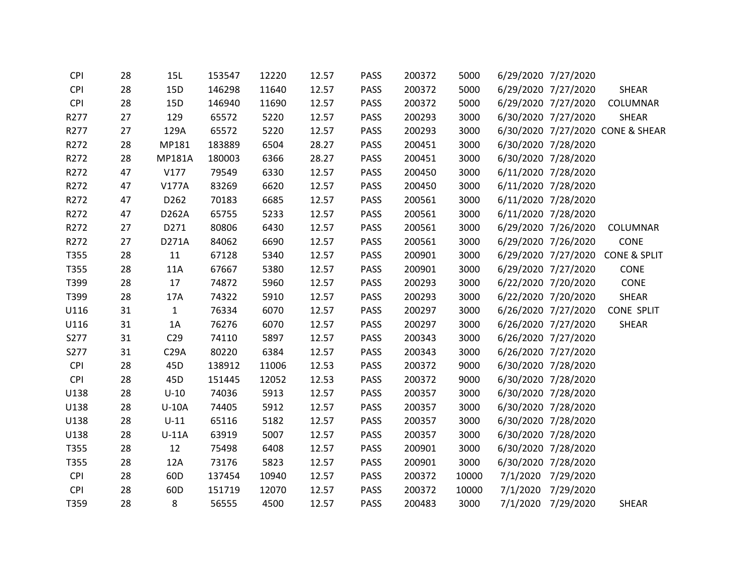| | | | | | | | | | | | |
|---|---|---|---|---|---|---|---|---|---|---|---|
| CPI | 28 | 15L | 153547 | 12220 | 12.57 | PASS | 200372 | 5000 | 6/29/2020 | 7/27/2020 | |
| CPI | 28 | 15D | 146298 | 11640 | 12.57 | PASS | 200372 | 5000 | 6/29/2020 | 7/27/2020 | SHEAR |
| CPI | 28 | 15D | 146940 | 11690 | 12.57 | PASS | 200372 | 5000 | 6/29/2020 | 7/27/2020 | COLUMNAR |
| R277 | 27 | 129 | 65572 | 5220 | 12.57 | PASS | 200293 | 3000 | 6/30/2020 | 7/27/2020 | SHEAR |
| R277 | 27 | 129A | 65572 | 5220 | 12.57 | PASS | 200293 | 3000 | 6/30/2020 | 7/27/2020 | CONE & SHEAR |
| R272 | 28 | MP181 | 183889 | 6504 | 28.27 | PASS | 200451 | 3000 | 6/30/2020 | 7/28/2020 | |
| R272 | 28 | MP181A | 180003 | 6366 | 28.27 | PASS | 200451 | 3000 | 6/30/2020 | 7/28/2020 | |
| R272 | 47 | V177 | 79549 | 6330 | 12.57 | PASS | 200450 | 3000 | 6/11/2020 | 7/28/2020 | |
| R272 | 47 | V177A | 83269 | 6620 | 12.57 | PASS | 200450 | 3000 | 6/11/2020 | 7/28/2020 | |
| R272 | 47 | D262 | 70183 | 6685 | 12.57 | PASS | 200561 | 3000 | 6/11/2020 | 7/28/2020 | |
| R272 | 47 | D262A | 65755 | 5233 | 12.57 | PASS | 200561 | 3000 | 6/11/2020 | 7/28/2020 | |
| R272 | 27 | D271 | 80806 | 6430 | 12.57 | PASS | 200561 | 3000 | 6/29/2020 | 7/26/2020 | COLUMNAR |
| R272 | 27 | D271A | 84062 | 6690 | 12.57 | PASS | 200561 | 3000 | 6/29/2020 | 7/26/2020 | CONE |
| T355 | 28 | 11 | 67128 | 5340 | 12.57 | PASS | 200901 | 3000 | 6/29/2020 | 7/27/2020 | CONE & SPLIT |
| T355 | 28 | 11A | 67667 | 5380 | 12.57 | PASS | 200901 | 3000 | 6/29/2020 | 7/27/2020 | CONE |
| T399 | 28 | 17 | 74872 | 5960 | 12.57 | PASS | 200293 | 3000 | 6/22/2020 | 7/20/2020 | CONE |
| T399 | 28 | 17A | 74322 | 5910 | 12.57 | PASS | 200293 | 3000 | 6/22/2020 | 7/20/2020 | SHEAR |
| U116 | 31 | 1 | 76334 | 6070 | 12.57 | PASS | 200297 | 3000 | 6/26/2020 | 7/27/2020 | CONE SPLIT |
| U116 | 31 | 1A | 76276 | 6070 | 12.57 | PASS | 200297 | 3000 | 6/26/2020 | 7/27/2020 | SHEAR |
| S277 | 31 | C29 | 74110 | 5897 | 12.57 | PASS | 200343 | 3000 | 6/26/2020 | 7/27/2020 | |
| S277 | 31 | C29A | 80220 | 6384 | 12.57 | PASS | 200343 | 3000 | 6/26/2020 | 7/27/2020 | |
| CPI | 28 | 45D | 138912 | 11006 | 12.53 | PASS | 200372 | 9000 | 6/30/2020 | 7/28/2020 | |
| CPI | 28 | 45D | 151445 | 12052 | 12.53 | PASS | 200372 | 9000 | 6/30/2020 | 7/28/2020 | |
| U138 | 28 | U-10 | 74036 | 5913 | 12.57 | PASS | 200357 | 3000 | 6/30/2020 | 7/28/2020 | |
| U138 | 28 | U-10A | 74405 | 5912 | 12.57 | PASS | 200357 | 3000 | 6/30/2020 | 7/28/2020 | |
| U138 | 28 | U-11 | 65116 | 5182 | 12.57 | PASS | 200357 | 3000 | 6/30/2020 | 7/28/2020 | |
| U138 | 28 | U-11A | 63919 | 5007 | 12.57 | PASS | 200357 | 3000 | 6/30/2020 | 7/28/2020 | |
| T355 | 28 | 12 | 75498 | 6408 | 12.57 | PASS | 200901 | 3000 | 6/30/2020 | 7/28/2020 | |
| T355 | 28 | 12A | 73176 | 5823 | 12.57 | PASS | 200901 | 3000 | 6/30/2020 | 7/28/2020 | |
| CPI | 28 | 60D | 137454 | 10940 | 12.57 | PASS | 200372 | 10000 | 7/1/2020 | 7/29/2020 | |
| CPI | 28 | 60D | 151719 | 12070 | 12.57 | PASS | 200372 | 10000 | 7/1/2020 | 7/29/2020 | |
| T359 | 28 | 8 | 56555 | 4500 | 12.57 | PASS | 200483 | 3000 | 7/1/2020 | 7/29/2020 | SHEAR |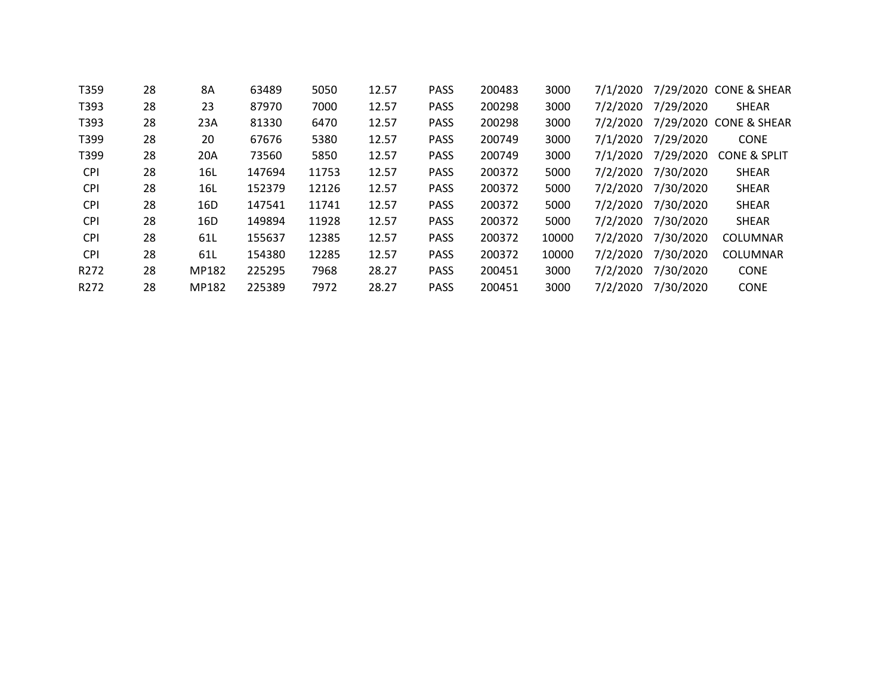| | | | | | | | | | | | |
|---|---|---|---|---|---|---|---|---|---|---|---|
| T359 | 28 | 8A | 63489 | 5050 | 12.57 | PASS | 200483 | 3000 | 7/1/2020 | 7/29/2020 | CONE & SHEAR |
| T393 | 28 | 23 | 87970 | 7000 | 12.57 | PASS | 200298 | 3000 | 7/2/2020 | 7/29/2020 | SHEAR |
| T393 | 28 | 23A | 81330 | 6470 | 12.57 | PASS | 200298 | 3000 | 7/2/2020 | 7/29/2020 | CONE & SHEAR |
| T399 | 28 | 20 | 67676 | 5380 | 12.57 | PASS | 200749 | 3000 | 7/1/2020 | 7/29/2020 | CONE |
| T399 | 28 | 20A | 73560 | 5850 | 12.57 | PASS | 200749 | 3000 | 7/1/2020 | 7/29/2020 | CONE & SPLIT |
| CPI | 28 | 16L | 147694 | 11753 | 12.57 | PASS | 200372 | 5000 | 7/2/2020 | 7/30/2020 | SHEAR |
| CPI | 28 | 16L | 152379 | 12126 | 12.57 | PASS | 200372 | 5000 | 7/2/2020 | 7/30/2020 | SHEAR |
| CPI | 28 | 16D | 147541 | 11741 | 12.57 | PASS | 200372 | 5000 | 7/2/2020 | 7/30/2020 | SHEAR |
| CPI | 28 | 16D | 149894 | 11928 | 12.57 | PASS | 200372 | 5000 | 7/2/2020 | 7/30/2020 | SHEAR |
| CPI | 28 | 61L | 155637 | 12385 | 12.57 | PASS | 200372 | 10000 | 7/2/2020 | 7/30/2020 | COLUMNAR |
| CPI | 28 | 61L | 154380 | 12285 | 12.57 | PASS | 200372 | 10000 | 7/2/2020 | 7/30/2020 | COLUMNAR |
| R272 | 28 | MP182 | 225295 | 7968 | 28.27 | PASS | 200451 | 3000 | 7/2/2020 | 7/30/2020 | CONE |
| R272 | 28 | MP182 | 225389 | 7972 | 28.27 | PASS | 200451 | 3000 | 7/2/2020 | 7/30/2020 | CONE |